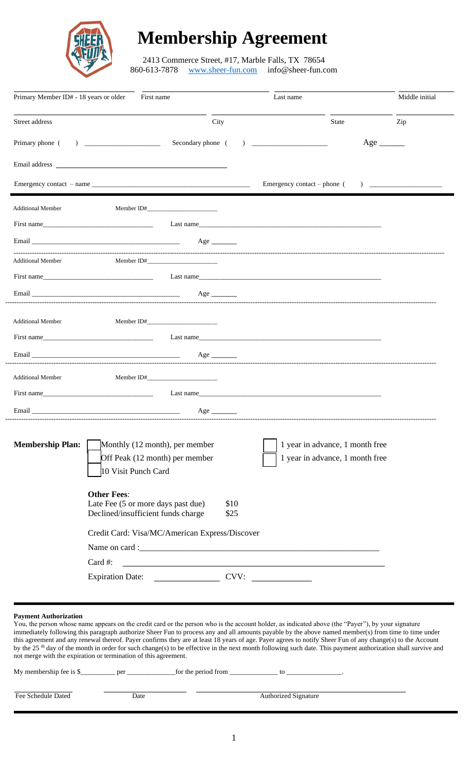# Membership Agreement

2413 Commerce Street, #17, Marble Falls, TX 78654
860-613-7878 www.sheer-fun.com info@sheer-fun.com

| Primary Member ID# - 18 years or older | First name | Last name | Middle initial |
|---|---|---|---|
| | | | |

| Street address | City | State | Zip |
|---|---|---|---|
| | | | |

Primary phone ( ) ____________ Secondary phone ( ) ____________ Age ______

Email address ____________________________

Emergency contact – name ____________________________ Emergency contact – phone ( ) ____________

---

Additional Member Member ID#____________

First name____________ Last name____________

Email ____________ Age _______

---

Additional Member Member ID#____________

First name____________ Last name____________

Email ____________ Age _______

---

Additional Member Member ID#____________

First name____________ Last name____________

Email ____________ Age _______

---

Additional Member Member ID#____________

First name____________ Last name____________

Email ____________ Age _______

---

**Membership Plan:**

- ☐ Monthly (12 month), per member ☐ 1 year in advance, 1 month free
- ☐ Off Peak (12 month) per member ☐ 1 year in advance, 1 month free
- ☐ 10 Visit Punch Card

**Other Fees**:

| | |
|---|---|
| Late Fee (5 or more days past due) | $10 |
| Declined/insufficient funds charge | $25 |

Credit Card: Visa/MC/American Express/Discover

Name on card :____________________________

Card #: ____________________________

Expiration Date: ____________ CVV: ____________

---

**Payment Authorization**

You, the person whose name appears on the credit card or the person who is the account holder, as indicated above (the "Payer"), by your signature immediately following this paragraph authorize Sheer Fun to process any and all amounts payable by the above named member(s) from time to time under this agreement and any renewal thereof. Payer confirms they are at least 18 years of age. Payer agrees to notify Sheer Fun of any change(s) to the Account by the 25[th] day of the month in order for such change(s) to be effective in the next month following such date. This payment authorization shall survive and not merge with the expiration or termination of this agreement.

My membership fee is $_________ per ____________for the period from ____________ to ______________.

| Fee Schedule Dated | Date | Authorized Signature |
|---|---|---|
| | | |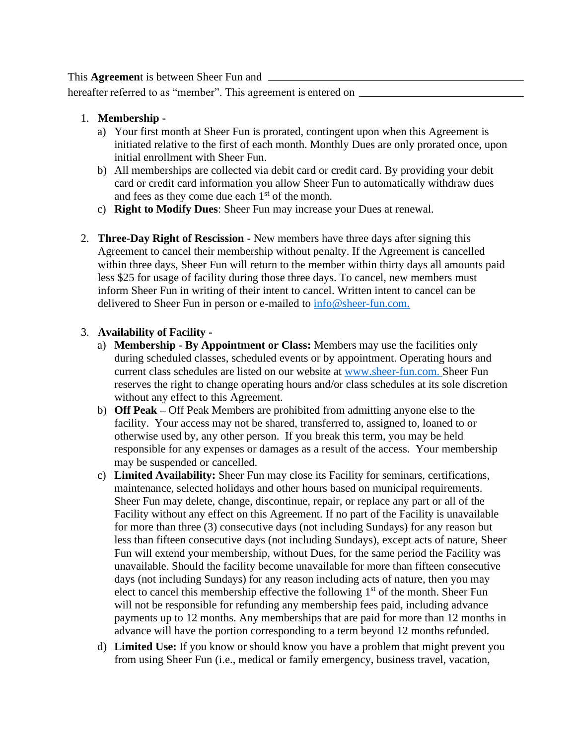This **Agreemen**t is between Sheer Fun and \_\_\_\_\_\_\_\_\_\_\_\_\_\_\_\_\_\_\_\_\_\_\_\_\_\_\_\_\_\_\_\_\_\_\_\_\_\_\_\_\_\_\_\_
hereafter referred to as "member". This agreement is entered on \_\_\_\_\_\_\_\_\_\_\_\_\_\_\_\_\_\_\_\_\_\_\_\_\_\_\_\_\_\_

1. **Membership -**
   a) Your first month at Sheer Fun is prorated, contingent upon when this Agreement is initiated relative to the first of each month. Monthly Dues are only prorated once, upon initial enrollment with Sheer Fun.
   b) All memberships are collected via debit card or credit card. By providing your debit card or credit card information you allow Sheer Fun to automatically withdraw dues and fees as they come due each 1st of the month.
   c) **Right to Modify Dues**: Sheer Fun may increase your Dues at renewal.

2. **Three-Day Right of Rescission -** New members have three days after signing this Agreement to cancel their membership without penalty. If the Agreement is cancelled within three days, Sheer Fun will return to the member within thirty days all amounts paid less $25 for usage of facility during those three days. To cancel, new members must inform Sheer Fun in writing of their intent to cancel. Written intent to cancel can be delivered to Sheer Fun in person or e-mailed to info@sheer-fun.com.

3. **Availability of Facility -**
   a) **Membership - By Appointment or Class:** Members may use the facilities only during scheduled classes, scheduled events or by appointment. Operating hours and current class schedules are listed on our website at www.sheer-fun.com. Sheer Fun reserves the right to change operating hours and/or class schedules at its sole discretion without any effect to this Agreement.
   b) **Off Peak –** Off Peak Members are prohibited from admitting anyone else to the facility. Your access may not be shared, transferred to, assigned to, loaned to or otherwise used by, any other person. If you break this term, you may be held responsible for any expenses or damages as a result of the access. Your membership may be suspended or cancelled.
   c) **Limited Availability:** Sheer Fun may close its Facility for seminars, certifications, maintenance, selected holidays and other hours based on municipal requirements. Sheer Fun may delete, change, discontinue, repair, or replace any part or all of the Facility without any effect on this Agreement. If no part of the Facility is unavailable for more than three (3) consecutive days (not including Sundays) for any reason but less than fifteen consecutive days (not including Sundays), except acts of nature, Sheer Fun will extend your membership, without Dues, for the same period the Facility was unavailable. Should the facility become unavailable for more than fifteen consecutive days (not including Sundays) for any reason including acts of nature, then you may elect to cancel this membership effective the following 1st of the month. Sheer Fun will not be responsible for refunding any membership fees paid, including advance payments up to 12 months. Any memberships that are paid for more than 12 months in advance will have the portion corresponding to a term beyond 12 months refunded.
   d) **Limited Use:** If you know or should know you have a problem that might prevent you from using Sheer Fun (i.e., medical or family emergency, business travel, vacation,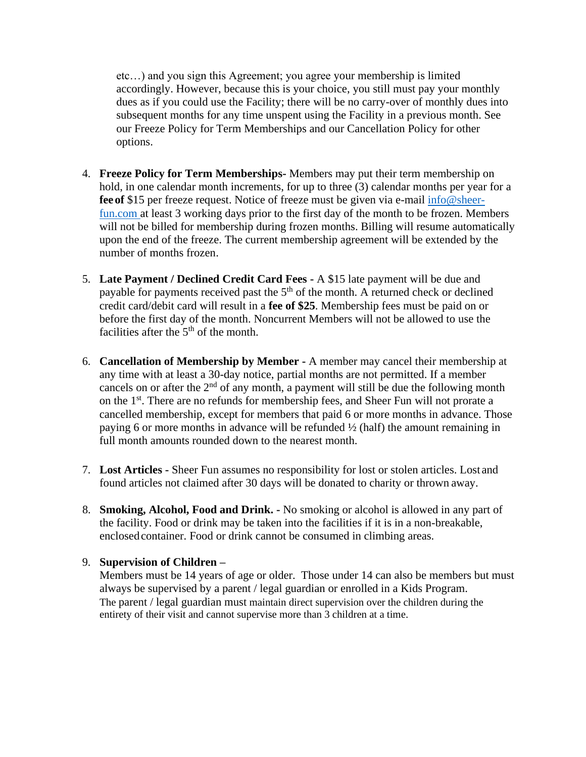etc…) and you sign this Agreement; you agree your membership is limited accordingly. However, because this is your choice, you still must pay your monthly dues as if you could use the Facility; there will be no carry-over of monthly dues into subsequent months for any time unspent using the Facility in a previous month. See our Freeze Policy for Term Memberships and our Cancellation Policy for other options.

4. **Freeze Policy for Term Memberships**- Members may put their term membership on hold, in one calendar month increments, for up to three (3) calendar months per year for a **fee of** $15 per freeze request. Notice of freeze must be given via e-mail [info@sheer-fun.com](mailto:info@sheer-fun.com) at least 3 working days prior to the first day of the month to be frozen. Members will not be billed for membership during frozen months. Billing will resume automatically upon the end of the freeze. The current membership agreement will be extended by the number of months frozen.

5. **Late Payment / Declined Credit Card Fees -** A $15 late payment will be due and payable for payments received past the 5th of the month. A returned check or declined credit card/debit card will result in a **fee of $25**. Membership fees must be paid on or before the first day of the month. Noncurrent Members will not be allowed to use the facilities after the 5th of the month.

6. **Cancellation of Membership by Member -** A member may cancel their membership at any time with at least a 30-day notice, partial months are not permitted. If a member cancels on or after the 2nd of any month, a payment will still be due the following month on the 1st. There are no refunds for membership fees, and Sheer Fun will not prorate a cancelled membership, except for members that paid 6 or more months in advance. Those paying 6 or more months in advance will be refunded ½ (half) the amount remaining in full month amounts rounded down to the nearest month.

7. **Lost Articles -** Sheer Fun assumes no responsibility for lost or stolen articles. Lost and found articles not claimed after 30 days will be donated to charity or thrown away.

8. **Smoking, Alcohol, Food and Drink. -** No smoking or alcohol is allowed in any part of the facility. Food or drink may be taken into the facilities if it is in a non-breakable, enclosed container. Food or drink cannot be consumed in climbing areas.

9. **Supervision of Children –**
   Members must be 14 years of age or older. Those under 14 can also be members but must always be supervised by a parent / legal guardian or enrolled in a Kids Program. The parent / legal guardian must maintain direct supervision over the children during the entirety of their visit and cannot supervise more than 3 children at a time.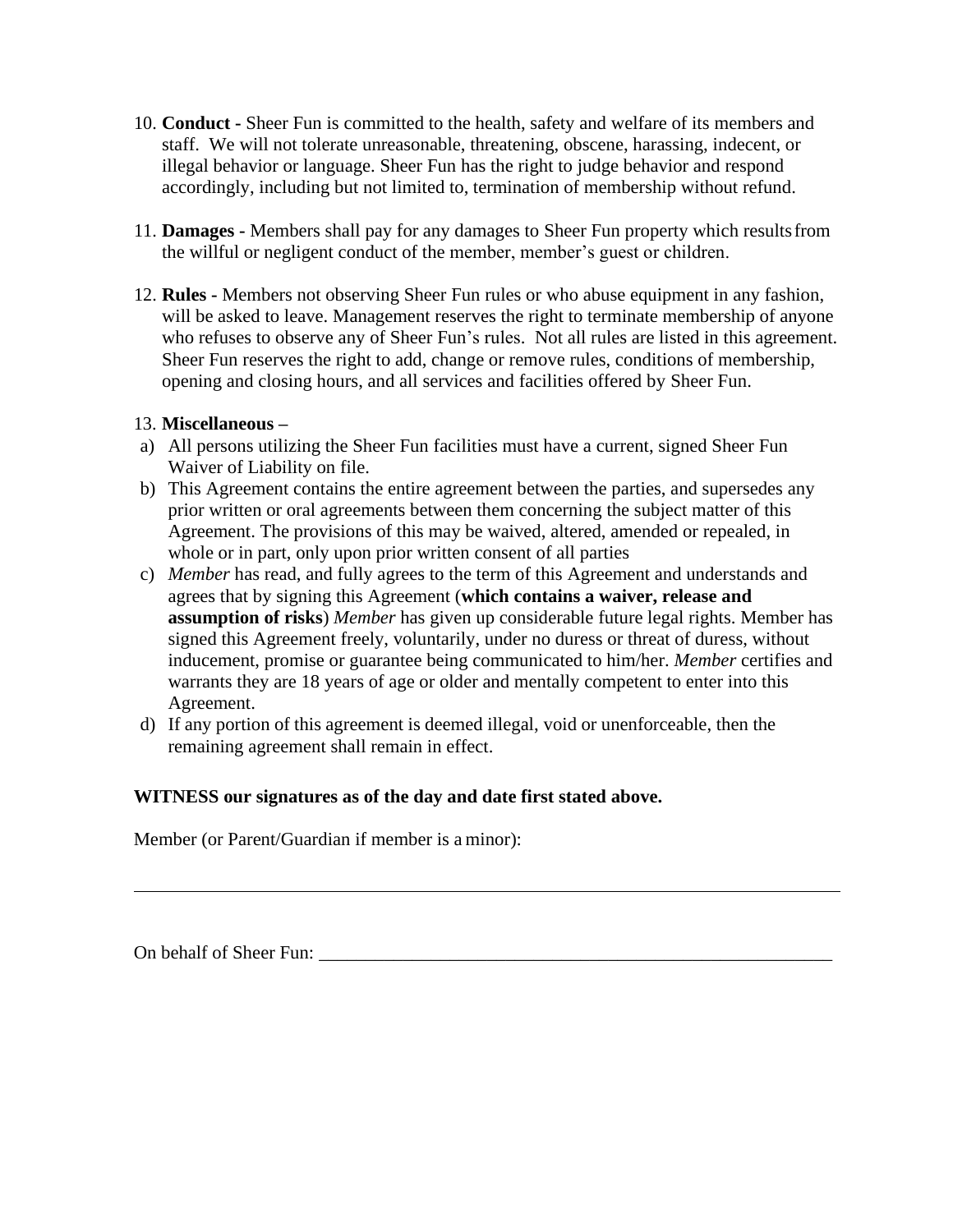10. **Conduct -** Sheer Fun is committed to the health, safety and welfare of its members and staff. We will not tolerate unreasonable, threatening, obscene, harassing, indecent, or illegal behavior or language. Sheer Fun has the right to judge behavior and respond accordingly, including but not limited to, termination of membership without refund.

11. **Damages -** Members shall pay for any damages to Sheer Fun property which results from the willful or negligent conduct of the member, member's guest or children.

12. **Rules -** Members not observing Sheer Fun rules or who abuse equipment in any fashion, will be asked to leave. Management reserves the right to terminate membership of anyone who refuses to observe any of Sheer Fun's rules. Not all rules are listed in this agreement. Sheer Fun reserves the right to add, change or remove rules, conditions of membership, opening and closing hours, and all services and facilities offered by Sheer Fun.

13. **Miscellaneous –**

a) All persons utilizing the Sheer Fun facilities must have a current, signed Sheer Fun Waiver of Liability on file.

b) This Agreement contains the entire agreement between the parties, and supersedes any prior written or oral agreements between them concerning the subject matter of this Agreement. The provisions of this may be waived, altered, amended or repealed, in whole or in part, only upon prior written consent of all parties

c) *Member* has read, and fully agrees to the term of this Agreement and understands and agrees that by signing this Agreement (**which contains a waiver, release and assumption of risks**) *Member* has given up considerable future legal rights. Member has signed this Agreement freely, voluntarily, under no duress or threat of duress, without inducement, promise or guarantee being communicated to him/her. *Member* certifies and warrants they are 18 years of age or older and mentally competent to enter into this Agreement.

d) If any portion of this agreement is deemed illegal, void or unenforceable, then the remaining agreement shall remain in effect.

**WITNESS our signatures as of the day and date first stated above.**

Member (or Parent/Guardian if member is a minor):

___________________________________________________________________________

On behalf of Sheer Fun: ________________________________________________________